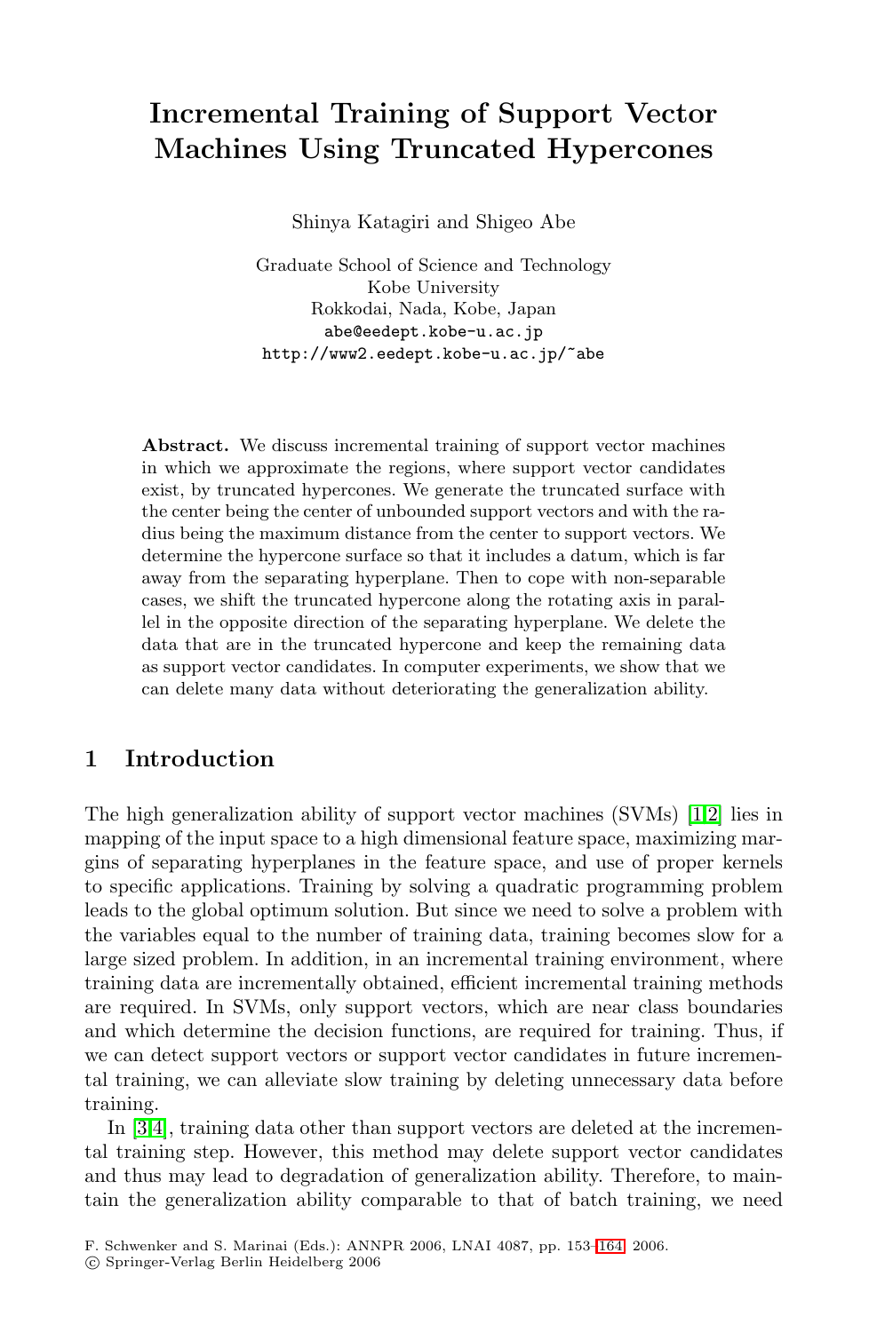# Incremental Training of Support Vector Machines Using Truncated Hypercones

Shinya Katagiri and Shigeo Abe

Graduate School of Science and Technology  
Kobe University  
Rokkodai, Nada, Kobe, Japan  
abe@eedept.kobe-u.ac.jp  
http://www2.eedept.kobe-u.ac.jp/~abe

**Abstract.** We discuss incremental training of support vector machines in which we approximate the regions, where support vector candidates exist, by truncated hypercones. We generate the truncated surface with the center being the center of unbounded support vectors and with the radius being the maximum distance from the center to support vectors. We determine the hypercone surface so that it includes a datum, which is far away from the separating hyperplane. Then to cope with non-separable cases, we shift the truncated hypercone along the rotating axis in parallel in the opposite direction of the separating hyperplane. We delete the data that are in the truncated hypercone and keep the remaining data as support vector candidates. In computer experiments, we show that we can delete many data without deteriorating the generalization ability.

## 1 Introduction

The high generalization ability of support vector machines (SVMs) [1,2] lies in mapping of the input space to a high dimensional feature space, maximizing margins of separating hyperplanes in the feature space, and use of proper kernels to specific applications. Training by solving a quadratic programming problem leads to the global optimum solution. But since we need to solve a problem with the variables equal to the number of training data, training becomes slow for a large sized problem. In addition, in an incremental training environment, where training data are incrementally obtained, efficient incremental training methods are required. In SVMs, only support vectors, which are near class boundaries and which determine the decision functions, are required for training. Thus, if we can detect support vectors or support vector candidates in future incremental training, we can alleviate slow training by deleting unnecessary data before training.

In [3,4], training data other than support vectors are deleted at the incremental training step. However, this method may delete support vector candidates and thus may lead to degradation of generalization ability. Therefore, to maintain the generalization ability comparable to that of batch training, we need

F. Schwenker and S. Marinai (Eds.): ANNPR 2006, LNAI 4087, pp. 153–164, 2006.  
© Springer-Verlag Berlin Heidelberg 2006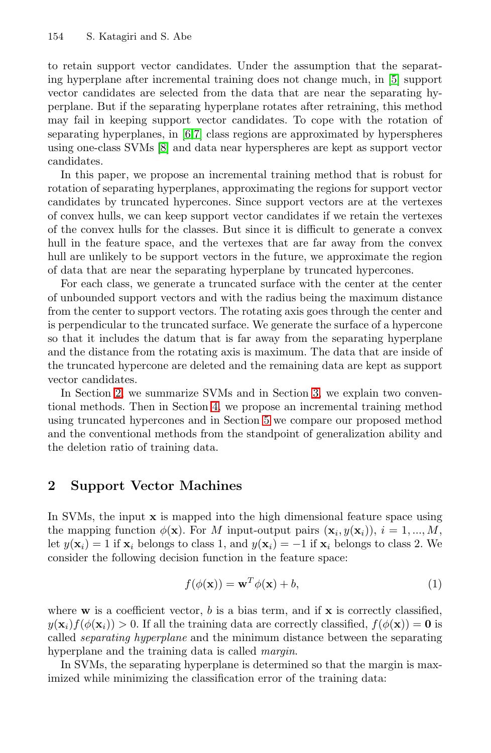to retain support vector candidates. Under the assumption that the separating hyperplane after incremental training does not change much, in [5] support vector candidates are selected from the data that are near the separating hyperplane. But if the separating hyperplane rotates after retraining, this method may fail in keeping support vector candidates. To cope with the rotation of separating hyperplanes, in [6,7] class regions are approximated by hyperspheres using one-class SVMs [8] and data near hyperspheres are kept as support vector candidates.

In this paper, we propose an incremental training method that is robust for rotation of separating hyperplanes, approximating the regions for support vector candidates by truncated hypercones. Since support vectors are at the vertexes of convex hulls, we can keep support vector candidates if we retain the vertexes of the convex hulls for the classes. But since it is difficult to generate a convex hull in the feature space, and the vertexes that are far away from the convex hull are unlikely to be support vectors in the future, we approximate the region of data that are near the separating hyperplane by truncated hypercones.

For each class, we generate a truncated surface with the center at the center of unbounded support vectors and with the radius being the maximum distance from the center to support vectors. The rotating axis goes through the center and is perpendicular to the truncated surface. We generate the surface of a hypercone so that it includes the datum that is far away from the separating hyperplane and the distance from the rotating axis is maximum. The data that are inside of the truncated hypercone are deleted and the remaining data are kept as support vector candidates.

In Section 2, we summarize SVMs and in Section 3, we explain two conventional methods. Then in Section 4, we propose an incremental training method using truncated hypercones and in Section 5 we compare our proposed method and the conventional methods from the standpoint of generalization ability and the deletion ratio of training data.

## 2 Support Vector Machines

In SVMs, the input $\mathbf{x}$ is mapped into the high dimensional feature space using the mapping function $\phi(\mathbf{x})$. For $M$ input-output pairs $(\mathbf{x}_i, y(\mathbf{x}_i))$, $i = 1, ..., M$, let $y(\mathbf{x}_i) = 1$ if $\mathbf{x}_i$ belongs to class 1, and $y(\mathbf{x}_i) = -1$ if $\mathbf{x}_i$ belongs to class 2. We consider the following decision function in the feature space:

$$f(\phi(\mathbf{x})) = \mathbf{w}^T \phi(\mathbf{x}) + b, \tag{1}$$

where $\mathbf{w}$ is a coefficient vector, $b$ is a bias term, and if $\mathbf{x}$ is correctly classified, $y(\mathbf{x}_i) f(\phi(\mathbf{x}_i)) > 0$. If all the training data are correctly classified, $f(\phi(\mathbf{x})) = \mathbf{0}$ is called *separating hyperplane* and the minimum distance between the separating hyperplane and the training data is called *margin*.

In SVMs, the separating hyperplane is determined so that the margin is maximized while minimizing the classification error of the training data: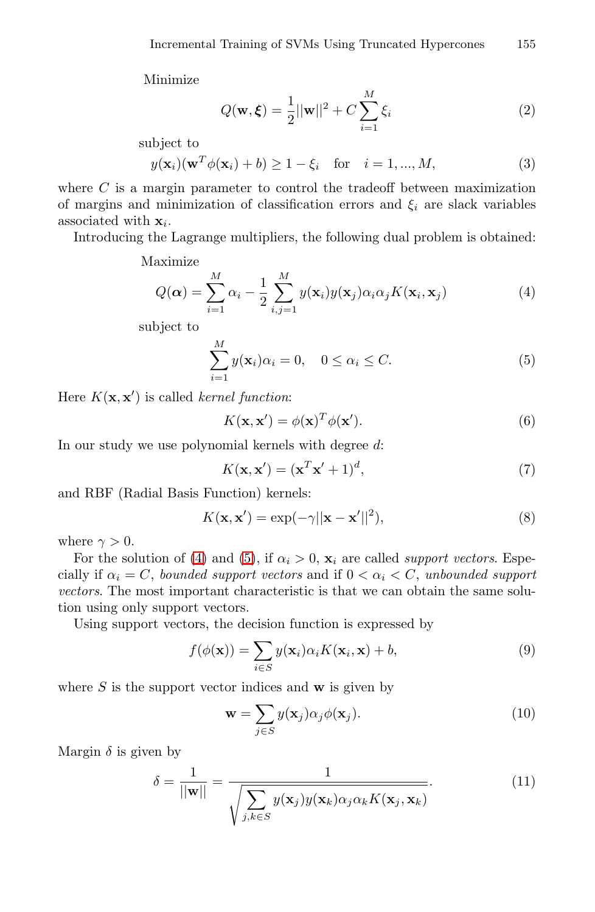Minimize

$$Q(\mathbf{w}, \boldsymbol{\xi}) = \frac{1}{2}||\mathbf{w}||^2 + C \sum_{i=1}^{M} \xi_i \tag{2}$$

subject to

$$y(\mathbf{x}_i)(\mathbf{w}^T \phi(\mathbf{x}_i) + b) \geq 1 - \xi_i \quad \text{for} \quad i = 1, ..., M, \tag{3}$$

where $C$ is a margin parameter to control the tradeoff between maximization of margins and minimization of classification errors and $\xi_i$ are slack variables associated with $\mathbf{x}_i$.

Introducing the Lagrange multipliers, the following dual problem is obtained:

Maximize

$$Q(\boldsymbol{\alpha}) = \sum_{i=1}^{M} \alpha_i - \frac{1}{2} \sum_{i,j=1}^{M} y(\mathbf{x}_i) y(\mathbf{x}_j) \alpha_i \alpha_j K(\mathbf{x}_i, \mathbf{x}_j) \tag{4}$$

subject to

$$\sum_{i=1}^{M} y(\mathbf{x}_i) \alpha_i = 0, \quad 0 \leq \alpha_i \leq C. \tag{5}$$

Here $K(\mathbf{x}, \mathbf{x}')$ is called *kernel function*:

$$K(\mathbf{x}, \mathbf{x}') = \phi(\mathbf{x})^T \phi(\mathbf{x}'). \tag{6}$$

In our study we use polynomial kernels with degree $d$:

$$K(\mathbf{x}, \mathbf{x}') = (\mathbf{x}^T \mathbf{x}' + 1)^d, \tag{7}$$

and RBF (Radial Basis Function) kernels:

$$K(\mathbf{x}, \mathbf{x}') = \exp(-\gamma ||\mathbf{x} - \mathbf{x}'||^2), \tag{8}$$

where $\gamma > 0$.

For the solution of (4) and (5), if $\alpha_i > 0$, $\mathbf{x}_i$ are called *support vectors*. Especially if $\alpha_i = C$, *bounded support vectors* and if $0 < \alpha_i < C$, *unbounded support vectors*. The most important characteristic is that we can obtain the same solution using only support vectors.

Using support vectors, the decision function is expressed by

$$f(\phi(\mathbf{x})) = \sum_{i \in S} y(\mathbf{x}_i) \alpha_i K(\mathbf{x}_i, \mathbf{x}) + b, \tag{9}$$

where $S$ is the support vector indices and $\mathbf{w}$ is given by

$$\mathbf{w} = \sum_{j \in S} y(\mathbf{x}_j) \alpha_j \phi(\mathbf{x}_j). \tag{10}$$

Margin $\delta$ is given by

$$\delta = \frac{1}{||\mathbf{w}||} = \frac{1}{\sqrt{\sum_{j,k \in S} y(\mathbf{x}_j) y(\mathbf{x}_k) \alpha_j \alpha_k K(\mathbf{x}_j, \mathbf{x}_k)}}. \tag{11}$$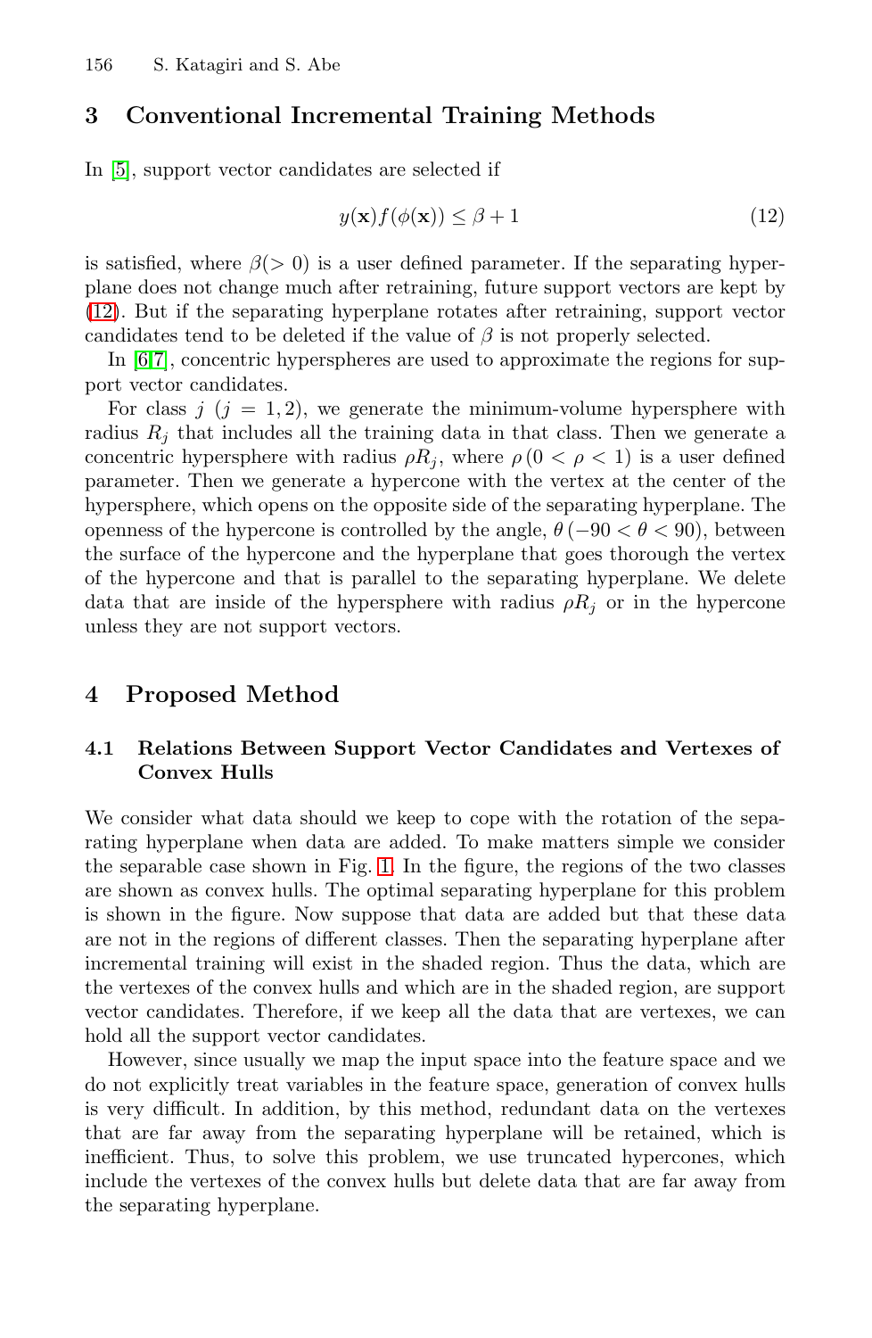## 3 Conventional Incremental Training Methods

In [5], support vector candidates are selected if

$$y(\mathbf{x})f(\phi(\mathbf{x})) \leq \beta + 1 \tag{12}$$

is satisfied, where $\beta(> 0)$ is a user defined parameter. If the separating hyperplane does not change much after retraining, future support vectors are kept by (12). But if the separating hyperplane rotates after retraining, support vector candidates tend to be deleted if the value of $\beta$ is not properly selected.

In [6,7], concentric hyperspheres are used to approximate the regions for support vector candidates.

For class $j$ ($j = 1, 2$), we generate the minimum-volume hypersphere with radius $R_j$ that includes all the training data in that class. Then we generate a concentric hypersphere with radius $\rho R_j$, where $\rho\,(0 < \rho < 1)$ is a user defined parameter. Then we generate a hypercone with the vertex at the center of the hypersphere, which opens on the opposite side of the separating hyperplane. The openness of the hypercone is controlled by the angle, $\theta\,(-90 < \theta < 90)$, between the surface of the hypercone and the hyperplane that goes thorough the vertex of the hypercone and that is parallel to the separating hyperplane. We delete data that are inside of the hypersphere with radius $\rho R_j$ or in the hypercone unless they are not support vectors.

## 4 Proposed Method

### 4.1 Relations Between Support Vector Candidates and Vertexes of Convex Hulls

We consider what data should we keep to cope with the rotation of the separating hyperplane when data are added. To make matters simple we consider the separable case shown in Fig. 1. In the figure, the regions of the two classes are shown as convex hulls. The optimal separating hyperplane for this problem is shown in the figure. Now suppose that data are added but that these data are not in the regions of different classes. Then the separating hyperplane after incremental training will exist in the shaded region. Thus the data, which are the vertexes of the convex hulls and which are in the shaded region, are support vector candidates. Therefore, if we keep all the data that are vertexes, we can hold all the support vector candidates.

However, since usually we map the input space into the feature space and we do not explicitly treat variables in the feature space, generation of convex hulls is very difficult. In addition, by this method, redundant data on the vertexes that are far away from the separating hyperplane will be retained, which is inefficient. Thus, to solve this problem, we use truncated hypercones, which include the vertexes of the convex hulls but delete data that are far away from the separating hyperplane.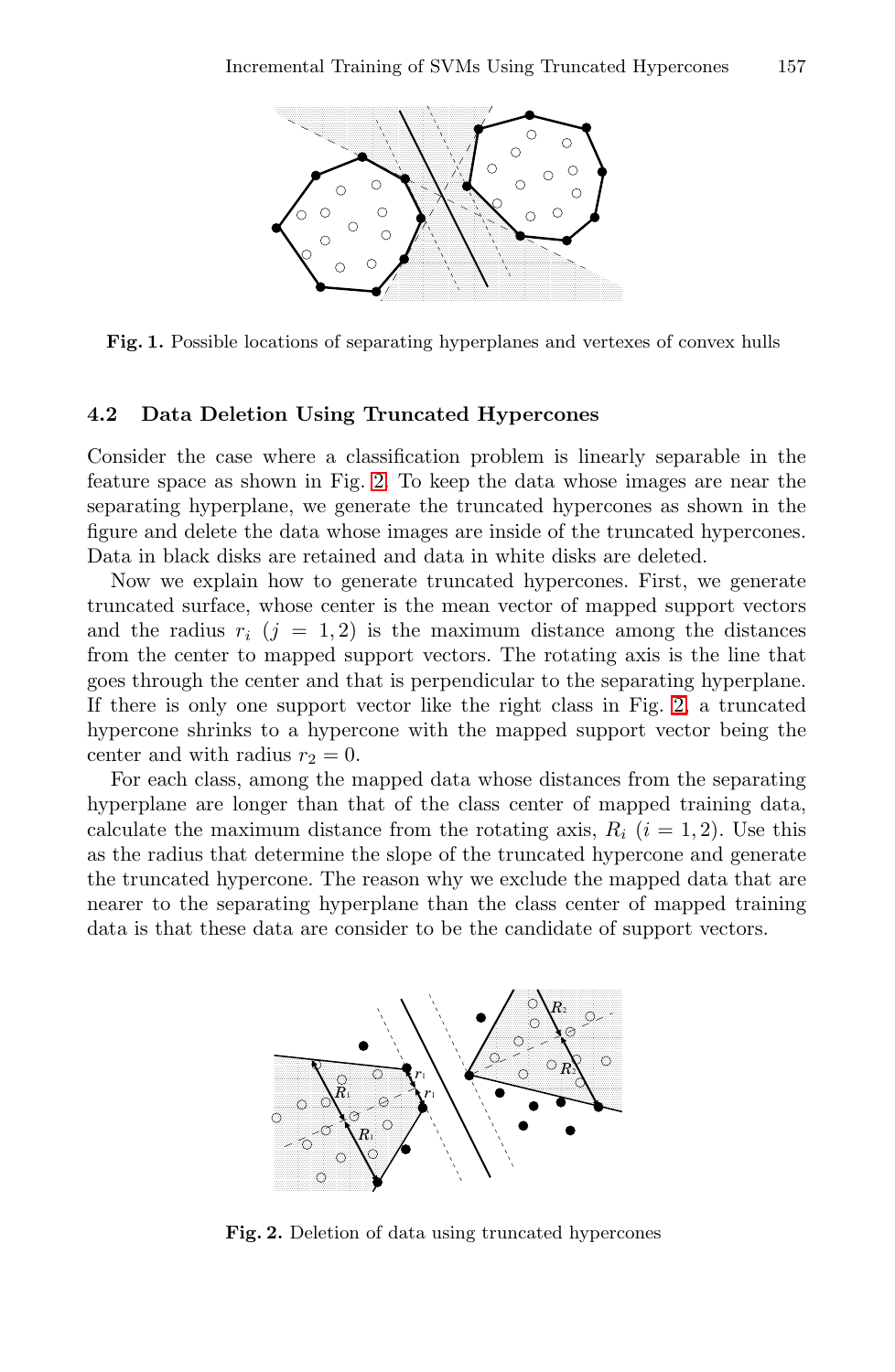Fig. 1. Possible locations of separating hyperplanes and vertexes of convex hulls

### 4.2 Data Deletion Using Truncated Hypercones

Consider the case where a classification problem is linearly separable in the feature space as shown in Fig. 2. To keep the data whose images are near the separating hyperplane, we generate the truncated hypercones as shown in the figure and delete the data whose images are inside of the truncated hypercones. Data in black disks are retained and data in white disks are deleted.

Now we explain how to generate truncated hypercones. First, we generate truncated surface, whose center is the mean vector of mapped support vectors and the radius $r_i$ $(j = 1, 2)$ is the maximum distance among the distances from the center to mapped support vectors. The rotating axis is the line that goes through the center and that is perpendicular to the separating hyperplane. If there is only one support vector like the right class in Fig. 2, a truncated hypercone shrinks to a hypercone with the mapped support vector being the center and with radius $r_2 = 0$.

For each class, among the mapped data whose distances from the separating hyperplane are longer than that of the class center of mapped training data, calculate the maximum distance from the rotating axis, $R_i$ $(i = 1, 2)$. Use this as the radius that determine the slope of the truncated hypercone and generate the truncated hypercone. The reason why we exclude the mapped data that are nearer to the separating hyperplane than the class center of mapped training data is that these data are consider to be the candidate of support vectors.

Fig. 2. Deletion of data using truncated hypercones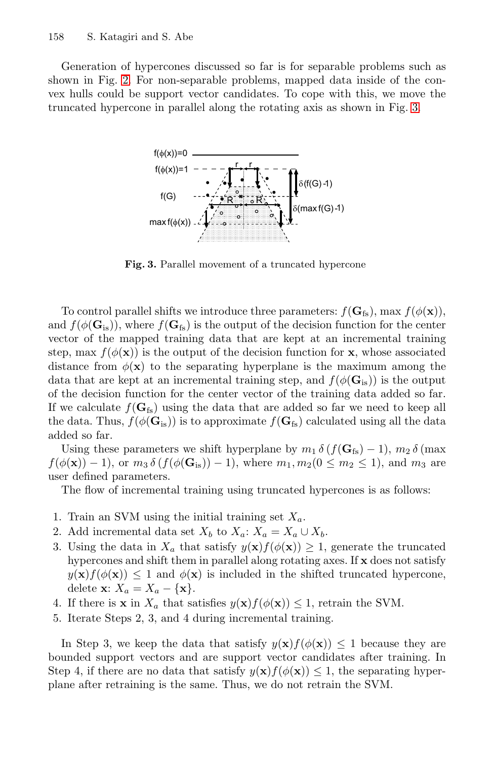Generation of hypercones discussed so far is for separable problems such as shown in Fig. 2. For non-separable problems, mapped data inside of the convex hulls could be support vector candidates. To cope with this, we move the truncated hypercone in parallel along the rotating axis as shown in Fig. 3.

**Fig. 3.** Parallel movement of a truncated hypercone

To control parallel shifts we introduce three parameters: $f(\mathbf{G}_{\mathrm{fs}})$, $\max f(\phi(\mathbf{x}))$, and $f(\phi(\mathbf{G}_{\mathrm{is}}))$, where $f(\mathbf{G}_{\mathrm{fs}})$ is the output of the decision function for the center vector of the mapped training data that are kept at an incremental training step, $\max f(\phi(\mathbf{x}))$ is the output of the decision function for $\mathbf{x}$, whose associated distance from $\phi(\mathbf{x})$ to the separating hyperplane is the maximum among the data that are kept at an incremental training step, and $f(\phi(\mathbf{G}_{\mathrm{is}}))$ is the output of the decision function for the center vector of the training data added so far. If we calculate $f(\mathbf{G}_{\mathrm{fs}})$ using the data that are added so far we need to keep all the data. Thus, $f(\phi(\mathbf{G}_{\mathrm{is}}))$ is to approximate $f(\mathbf{G}_{\mathrm{fs}})$ calculated using all the data added so far.

Using these parameters we shift hyperplane by $m_1\,\delta\,(f(\mathbf{G}_{\mathrm{fs}})-1)$, $m_2\,\delta\,(\max f(\phi(\mathbf{x}))-1)$, or $m_3\,\delta\,(f(\phi(\mathbf{G}_{\mathrm{is}}))-1)$, where $m_1, m_2 (0 \leq m_2 \leq 1)$, and $m_3$ are user defined parameters.

The flow of incremental training using truncated hypercones is as follows:

1. Train an SVM using the initial training set $X_a$.
2. Add incremental data set $X_b$ to $X_a$: $X_a = X_a \cup X_b$.
3. Using the data in $X_a$ that satisfy $y(\mathbf{x}) f(\phi(\mathbf{x})) \geq 1$, generate the truncated hypercones and shift them in parallel along rotating axes. If $\mathbf{x}$ does not satisfy $y(\mathbf{x}) f(\phi(\mathbf{x})) \leq 1$ and $\phi(\mathbf{x})$ is included in the shifted truncated hypercone, delete $\mathbf{x}$: $X_a = X_a - \{\mathbf{x}\}$.
4. If there is $\mathbf{x}$ in $X_a$ that satisfies $y(\mathbf{x}) f(\phi(\mathbf{x})) \leq 1$, retrain the SVM.
5. Iterate Steps 2, 3, and 4 during incremental training.

In Step 3, we keep the data that satisfy $y(\mathbf{x}) f(\phi(\mathbf{x})) \leq 1$ because they are bounded support vectors and are support vector candidates after training. In Step 4, if there are no data that satisfy $y(\mathbf{x}) f(\phi(\mathbf{x})) \leq 1$, the separating hyperplane after retraining is the same. Thus, we do not retrain the SVM.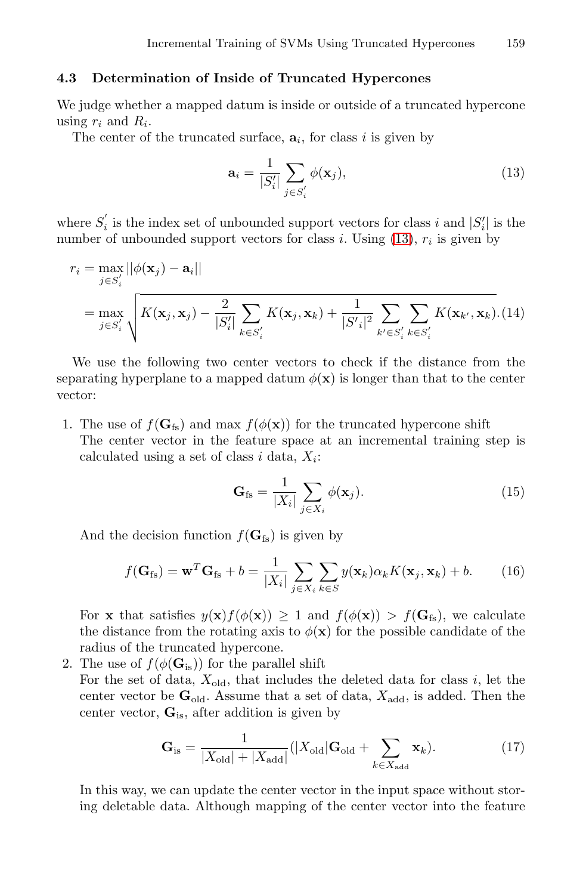### 4.3 Determination of Inside of Truncated Hypercones

We judge whether a mapped datum is inside or outside of a truncated hypercone using $r_i$ and $R_i$.

The center of the truncated surface, $\mathbf{a}_i$, for class $i$ is given by

$$\mathbf{a}_i = \frac{1}{|S_i'|} \sum_{j \in S_i'} \phi(\mathbf{x}_j), \tag{13}$$

where $S_i'$ is the index set of unbounded support vectors for class $i$ and $|S_i'|$ is the number of unbounded support vectors for class $i$. Using (13), $r_i$ is given by

$$\begin{aligned} r_i &= \max_{j \in S_i'} ||\phi(\mathbf{x}_j) - \mathbf{a}_i|| \\ &= \max_{j \in S_i'} \sqrt{K(\mathbf{x}_j, \mathbf{x}_j) - \frac{2}{|S_i'|} \sum_{k \in S_i'} K(\mathbf{x}_j, \mathbf{x}_k) + \frac{1}{|S'_i|^2} \sum_{k' \in S_i'} \sum_{k \in S_i'} K(\mathbf{x}_{k'}, \mathbf{x}_k)}. \end{aligned} \tag{14}$$

We use the following two center vectors to check if the distance from the separating hyperplane to a mapped datum $\phi(\mathbf{x})$ is longer than that to the center vector:

1. The use of $f(\mathbf{G}_{\text{fs}})$ and $\max f(\phi(\mathbf{x}))$ for the truncated hypercone shift
   The center vector in the feature space at an incremental training step is calculated using a set of class $i$ data, $X_i$:

$$\mathbf{G}_{\text{fs}} = \frac{1}{|X_i|} \sum_{j \in X_i} \phi(\mathbf{x}_j). \tag{15}$$

   And the decision function $f(\mathbf{G}_{\text{fs}})$ is given by

$$f(\mathbf{G}_{\text{fs}}) = \mathbf{w}^T \mathbf{G}_{\text{fs}} + b = \frac{1}{|X_i|} \sum_{j \in X_i} \sum_{k \in S} y(\mathbf{x}_k) \alpha_k K(\mathbf{x}_j, \mathbf{x}_k) + b. \tag{16}$$

   For $\mathbf{x}$ that satisfies $y(\mathbf{x}) f(\phi(\mathbf{x})) \geq 1$ and $f(\phi(\mathbf{x})) > f(\mathbf{G}_{\text{fs}})$, we calculate the distance from the rotating axis to $\phi(\mathbf{x})$ for the possible candidate of the radius of the truncated hypercone.
2. The use of $f(\phi(\mathbf{G}_{\text{is}}))$ for the parallel shift
   For the set of data, $X_{\text{old}}$, that includes the deleted data for class $i$, let the center vector be $\mathbf{G}_{\text{old}}$. Assume that a set of data, $X_{\text{add}}$, is added. Then the center vector, $\mathbf{G}_{\text{is}}$, after addition is given by

$$\mathbf{G}_{\text{is}} = \frac{1}{|X_{\text{old}}| + |X_{\text{add}}|} (|X_{\text{old}}| \mathbf{G}_{\text{old}} + \sum_{k \in X_{\text{add}}} \mathbf{x}_k). \tag{17}$$

   In this way, we can update the center vector in the input space without storing deletable data. Although mapping of the center vector into the feature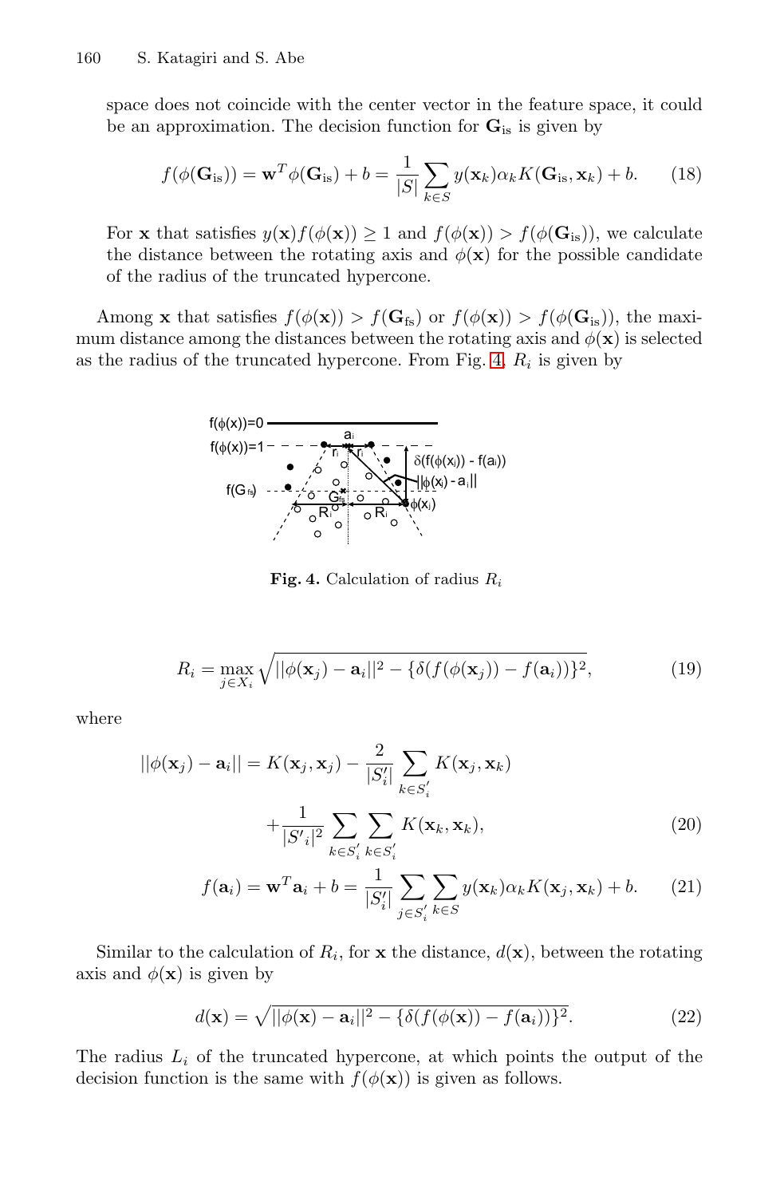space does not coincide with the center vector in the feature space, it could be an approximation. The decision function for $\mathbf{G}_{\rm is}$ is given by

$$f(\phi(\mathbf{G}_{\rm is})) = \mathbf{w}^T \phi(\mathbf{G}_{\rm is}) + b = \frac{1}{|S|} \sum_{k \in S} y(\mathbf{x}_k) \alpha_k K(\mathbf{G}_{\rm is}, \mathbf{x}_k) + b. \quad (18)$$

For $\mathbf{x}$ that satisfies $y(\mathbf{x}) f(\phi(\mathbf{x})) \geq 1$ and $f(\phi(\mathbf{x})) > f(\phi(\mathbf{G}_{\rm is}))$, we calculate the distance between the rotating axis and $\phi(\mathbf{x})$ for the possible candidate of the radius of the truncated hypercone.

Among $\mathbf{x}$ that satisfies $f(\phi(\mathbf{x})) > f(\mathbf{G}_{\rm fs})$ or $f(\phi(\mathbf{x})) > f(\phi(\mathbf{G}_{\rm is}))$, the maximum distance among the distances between the rotating axis and $\phi(\mathbf{x})$ is selected as the radius of the truncated hypercone. From Fig. 4, $R_i$ is given by

**Fig. 4.** Calculation of radius $R_i$

$$R_i = \max_{j \in X_i} \sqrt{||\phi(\mathbf{x}_j) - \mathbf{a}_i||^2 - \{\delta(f(\phi(\mathbf{x}_j)) - f(\mathbf{a}_i))\}^2}, \quad (19)$$

where

$$||\phi(\mathbf{x}_j) - \mathbf{a}_i|| = K(\mathbf{x}_j, \mathbf{x}_j) - \frac{2}{|S'_i|} \sum_{k \in S'_i} K(\mathbf{x}_j, \mathbf{x}_k) + \frac{1}{|S'_i|^2} \sum_{k \in S'_i} \sum_{k \in S'_i} K(\mathbf{x}_k, \mathbf{x}_k), \quad (20)$$

$$f(\mathbf{a}_i) = \mathbf{w}^T \mathbf{a}_i + b = \frac{1}{|S'_i|} \sum_{j \in S'_i} \sum_{k \in S} y(\mathbf{x}_k) \alpha_k K(\mathbf{x}_j, \mathbf{x}_k) + b. \quad (21)$$

Similar to the calculation of $R_i$, for $\mathbf{x}$ the distance, $d(\mathbf{x})$, between the rotating axis and $\phi(\mathbf{x})$ is given by

$$d(\mathbf{x}) = \sqrt{||\phi(\mathbf{x}) - \mathbf{a}_i||^2 - \{\delta(f(\phi(\mathbf{x})) - f(\mathbf{a}_i))\}^2}. \quad (22)$$

The radius $L_i$ of the truncated hypercone, at which points the output of the decision function is the same with $f(\phi(\mathbf{x}))$ is given as follows.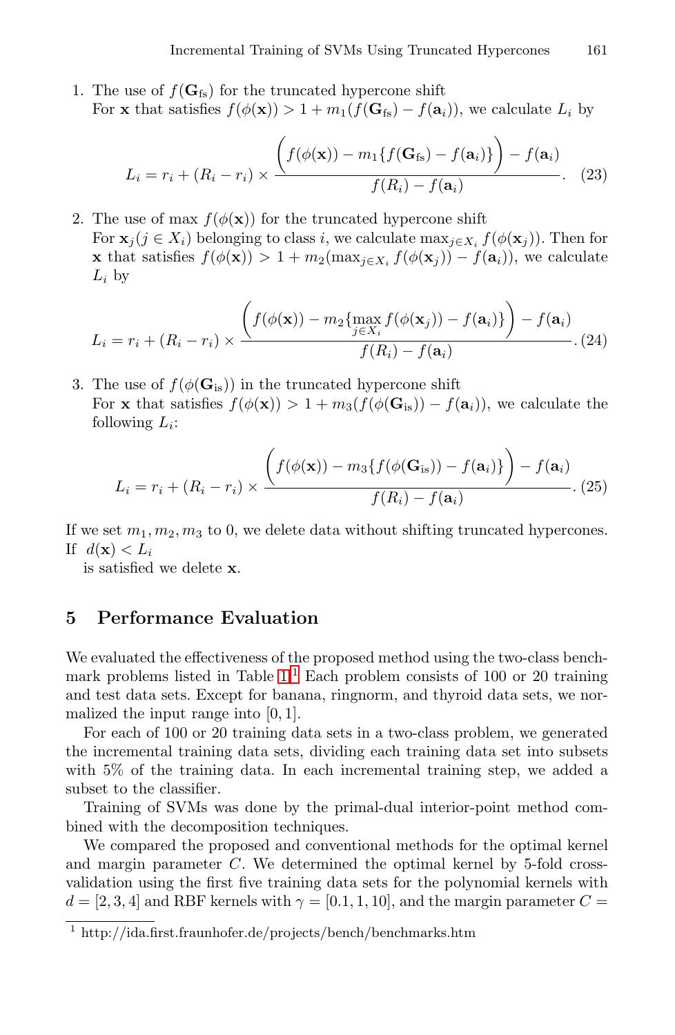1. The use of $f(\mathbf{G}_{\text{fs}})$ for the truncated hypercone shift
   For $\mathbf{x}$ that satisfies $f(\phi(\mathbf{x})) > 1 + m_1(f(\mathbf{G}_{\text{fs}}) - f(\mathbf{a}_i))$, we calculate $L_i$ by

$$L_i = r_i + (R_i - r_i) \times \frac{\Big(f(\phi(\mathbf{x})) - m_1\{f(\mathbf{G}_{\text{fs}}) - f(\mathbf{a}_i)\}\Big) - f(\mathbf{a}_i)}{f(R_i) - f(\mathbf{a}_i)}. \quad (23)$$

2. The use of max $f(\phi(\mathbf{x}))$ for the truncated hypercone shift
   For $\mathbf{x}_j (j \in X_i)$ belonging to class $i$, we calculate $\max_{j \in X_i} f(\phi(\mathbf{x}_j))$. Then for $\mathbf{x}$ that satisfies $f(\phi(\mathbf{x})) > 1 + m_2(\max_{j \in X_i} f(\phi(\mathbf{x}_j)) - f(\mathbf{a}_i))$, we calculate $L_i$ by

$$L_i = r_i + (R_i - r_i) \times \frac{\Big(f(\phi(\mathbf{x})) - m_2\{\max\limits_{j \in X_i} f(\phi(\mathbf{x}_j)) - f(\mathbf{a}_i)\}\Big) - f(\mathbf{a}_i)}{f(R_i) - f(\mathbf{a}_i)}. \quad (24)$$

3. The use of $f(\phi(\mathbf{G}_{\text{is}}))$ in the truncated hypercone shift
   For $\mathbf{x}$ that satisfies $f(\phi(\mathbf{x})) > 1 + m_3(f(\phi(\mathbf{G}_{\text{is}})) - f(\mathbf{a}_i))$, we calculate the following $L_i$:

$$L_i = r_i + (R_i - r_i) \times \frac{\Big(f(\phi(\mathbf{x})) - m_3\{f(\phi(\mathbf{G}_{\text{is}})) - f(\mathbf{a}_i)\}\Big) - f(\mathbf{a}_i)}{f(R_i) - f(\mathbf{a}_i)}. \quad (25)$$

If we set $m_1, m_2, m_3$ to 0, we delete data without shifting truncated hypercones. If $d(\mathbf{x}) < L_i$
is satisfied we delete $\mathbf{x}$.

## 5 Performance Evaluation

We evaluated the effectiveness of the proposed method using the two-class benchmark problems listed in Table 1.[1] Each problem consists of 100 or 20 training and test data sets. Except for banana, ringnorm, and thyroid data sets, we normalized the input range into $[0, 1]$.

For each of 100 or 20 training data sets in a two-class problem, we generated the incremental training data sets, dividing each training data set into subsets with 5% of the training data. In each incremental training step, we added a subset to the classifier.

Training of SVMs was done by the primal-dual interior-point method combined with the decomposition techniques.

We compared the proposed and conventional methods for the optimal kernel and margin parameter $C$. We determined the optimal kernel by 5-fold cross-validation using the first five training data sets for the polynomial kernels with $d = [2, 3, 4]$ and RBF kernels with $\gamma = [0.1, 1, 10]$, and the margin parameter $C =$

[1] http://ida.first.fraunhofer.de/projects/bench/benchmarks.htm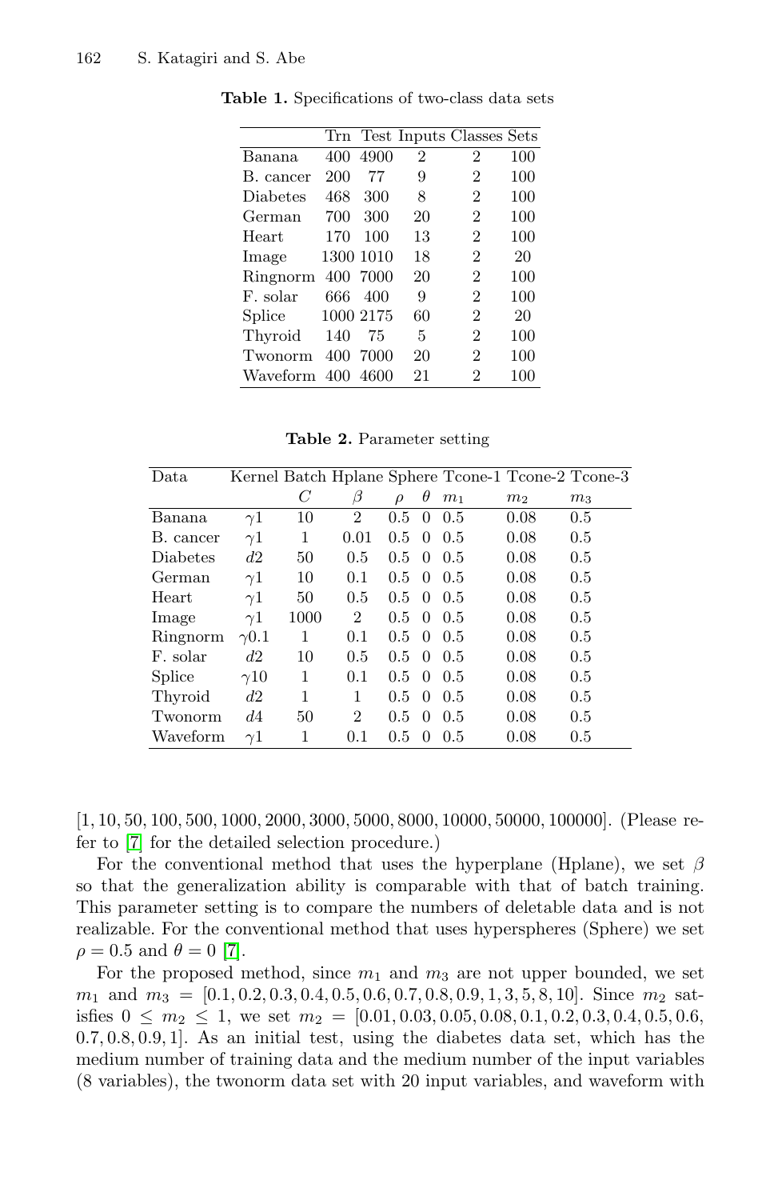**Table 1.** Specifications of two-class data sets

| | Trn | Test | Inputs | Classes | Sets |
|---|---|---|---|---|---|
| Banana | 400 | 4900 | 2 | 2 | 100 |
| B. cancer | 200 | 77 | 9 | 2 | 100 |
| Diabetes | 468 | 300 | 8 | 2 | 100 |
| German | 700 | 300 | 20 | 2 | 100 |
| Heart | 170 | 100 | 13 | 2 | 100 |
| Image | 1300 | 1010 | 18 | 2 | 20 |
| Ringnorm | 400 | 7000 | 20 | 2 | 100 |
| F. solar | 666 | 400 | 9 | 2 | 100 |
| Splice | 1000 | 2175 | 60 | 2 | 20 |
| Thyroid | 140 | 75 | 5 | 2 | 100 |
| Twonorm | 400 | 7000 | 20 | 2 | 100 |
| Waveform | 400 | 4600 | 21 | 2 | 100 |

**Table 2.** Parameter setting

| Data | Kernel | Batch | Hplane | Sphere | | Tcone-1 | Tcone-2 | Tcone-3 |
|---|---|---|---|---|---|---|---|---|
| | | $C$ | $\beta$ | $\rho$ | $\theta$ | $m_1$ | $m_2$ | $m_3$ |
| Banana | $\gamma 1$ | 10 | 2 | 0.5 | 0 | 0.5 | 0.08 | 0.5 |
| B. cancer | $\gamma 1$ | 1 | 0.01 | 0.5 | 0 | 0.5 | 0.08 | 0.5 |
| Diabetes | $d2$ | 50 | 0.5 | 0.5 | 0 | 0.5 | 0.08 | 0.5 |
| German | $\gamma 1$ | 10 | 0.1 | 0.5 | 0 | 0.5 | 0.08 | 0.5 |
| Heart | $\gamma 1$ | 50 | 0.5 | 0.5 | 0 | 0.5 | 0.08 | 0.5 |
| Image | $\gamma 1$ | 1000 | 2 | 0.5 | 0 | 0.5 | 0.08 | 0.5 |
| Ringnorm | $\gamma 0.1$ | 1 | 0.1 | 0.5 | 0 | 0.5 | 0.08 | 0.5 |
| F. solar | $d2$ | 10 | 0.5 | 0.5 | 0 | 0.5 | 0.08 | 0.5 |
| Splice | $\gamma 10$ | 1 | 0.1 | 0.5 | 0 | 0.5 | 0.08 | 0.5 |
| Thyroid | $d2$ | 1 | 1 | 0.5 | 0 | 0.5 | 0.08 | 0.5 |
| Twonorm | $d4$ | 50 | 2 | 0.5 | 0 | 0.5 | 0.08 | 0.5 |
| Waveform | $\gamma 1$ | 1 | 0.1 | 0.5 | 0 | 0.5 | 0.08 | 0.5 |

[1, 10, 50, 100, 500, 1000, 2000, 3000, 5000, 8000, 10000, 50000, 100000]. (Please refer to [7] for the detailed selection procedure.)

For the conventional method that uses the hyperplane (Hplane), we set $\beta$ so that the generalization ability is comparable with that of batch training. This parameter setting is to compare the numbers of deletable data and is not realizable. For the conventional method that uses hyperspheres (Sphere) we set $\rho = 0.5$ and $\theta = 0$ [7].

For the proposed method, since $m_1$ and $m_3$ are not upper bounded, we set $m_1$ and $m_3$ = [0.1, 0.2, 0.3, 0.4, 0.5, 0.6, 0.7, 0.8, 0.9, 1, 3, 5, 8, 10]. Since $m_2$ satisfies $0 \leq m_2 \leq 1$, we set $m_2$ = [0.01, 0.03, 0.05, 0.08, 0.1, 0.2, 0.3, 0.4, 0.5, 0.6, 0.7, 0.8, 0.9, 1]. As an initial test, using the diabetes data set, which has the medium number of training data and the medium number of the input variables (8 variables), the twonorm data set with 20 input variables, and waveform with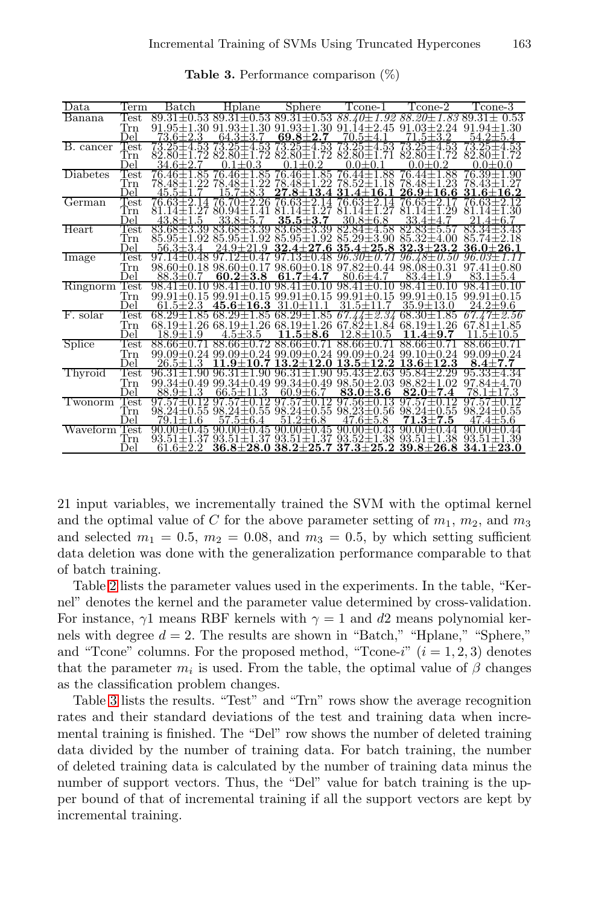**Table 3.** Performance comparison (%)

| Data | Term | Batch | Hplane | Sphere | Tcone-1 | Tcone-2 | Tcone-3 |
|---|---|---|---|---|---|---|---|
| Banana | Test | 89.31±0.53 | 89.31±0.53 | 89.31±0.53 | *88.40±1.92* | *88.20±1.83* | 89.31± 0.53 |
| | Trn | 91.95±1.30 | 91.93±1.30 | 91.93±1.30 | 91.14±2.45 | 91.03±2.24 | 91.94±1.30 |
| | Del | 73.6±2.3 | 64.3±3.7 | **69.8±2.7** | 70.5±4.1 | 71.5±3.2 | 54.2±5.4 |
| B. cancer | Test | 73.25±4.53 | 73.25±4.53 | 73.25±4.53 | 73.25±4.53 | 73.25±4.53 | 73.25±4.53 |
| | Trn | 82.80±1.72 | 82.80±1.72 | 82.80±1.72 | 82.80±1.71 | 82.80±1.72 | 82.80±1.72 |
| | Del | 34.6±2.7 | 0.1±0.3 | 0.1±0.2 | 0.0±0.1 | 0.0±0.2 | 0.0±0.0 |
| Diabetes | Test | 76.46±1.85 | 76.46±1.85 | 76.46±1.85 | 76.44±1.88 | 76.44±1.88 | 76.39±1.90 |
| | Trn | 78.48±1.22 | 78.48±1.22 | 78.48±1.22 | 78.52±1.18 | 78.48±1.23 | 78.43±1.27 |
| | Del | 45.5±1.7 | 15.7±8.3 | **27.8±13.4** | **31.4±16.1** | **26.9±16.6** | **31.6±16.2** |
| German | Test | 76.63±2.14 | 76.70±2.26 | 76.63±2.14 | 76.63±2.14 | 76.65±2.17 | 76.63±2.12 |
| | Trn | 81.14±1.27 | 80.94±1.41 | 81.14±1.27 | 81.14±1.27 | 81.14±1.29 | 81.14±1.30 |
| | Del | 43.8±1.5 | 33.8±5.7 | **35.5±3.7** | 30.8±6.8 | 33.4±4.7 | 21.4±6.7 |
| Heart | Test | 83.68±3.39 | 83.68±3.39 | 83.68±3.39 | 82.84±4.58 | 82.83±5.57 | 83.34±3.43 |
| | Trn | 85.95±1.92 | 85.95±1.92 | 85.95±1.92 | 85.29±3.90 | 85.32±4.00 | 85.74±2.18 |
| | Del | 56.3±3.4 | 24.9±21.9 | **32.4±27.6** | **35.4±25.8** | **32.3±23.2** | **36.0±26.1** |
| Image | Test | 97.14±0.48 | 97.12±0.47 | 97.13±0.48 | *96.30±0.71* | *96.48±0.50* | *96.03±1.11* |
| | Trn | 98.60±0.18 | 98.60±0.17 | 98.60±0.18 | 97.82±0.44 | 98.08±0.31 | 97.41±0.80 |
| | Del | 88.3±0.7 | **60.2±3.8** | **61.7±4.7** | 80.6±4.7 | 83.4±1.9 | 83.1±5.4 |
| Ringnorm | Test | 98.41±0.10 | 98.41±0.10 | 98.41±0.10 | 98.41±0.10 | 98.41±0.10 | 98.41±0.10 |
| | Trn | 99.91±0.15 | 99.91±0.15 | 99.91±0.15 | 99.91±0.15 | 99.91±0.15 | 99.91±0.15 |
| | Del | 61.5±2.3 | **45.6±16.3** | 31.0±11.1 | 31.5±11.7 | 35.9±13.0 | 24.2±9.6 |
| F. solar | Test | 68.29±1.85 | 68.29±1.85 | 68.29±1.85 | *67.44±2.34* | 68.30±1.85 | *67.47±2.56* |
| | Trn | 68.19±1.26 | 68.19±1.26 | 68.19±1.26 | 67.82±1.84 | 68.19±1.26 | 67.81±1.85 |
| | Del | 18.9±1.9 | 4.5±3.5 | **11.5±8.6** | 12.8±10.5 | **11.4±9.7** | 11.5±10.5 |
| Splice | Test | 88.66±0.71 | 88.66±0.72 | 88.66±0.71 | 88.66±0.71 | 88.66±0.71 | 88.66±0.71 |
| | Trn | 99.09±0.24 | 99.09±0.24 | 99.09±0.24 | 99.09±0.24 | 99.10±0.24 | 99.09±0.24 |
| | Del | 26.5±1.3 | **11.9±10.7** | **13.2±12.0** | **13.5±12.2** | **13.6±12.3** | **8.4±7.7** |
| Thyroid | Test | 96.31±1.90 | 96.31±1.90 | 96.31±1.90 | 95.43±2.63 | 95.84±2.29 | 95.33±4.34 |
| | Trn | 99.34±0.49 | 99.34±0.49 | 99.34±0.49 | 98.50±2.03 | 98.82±1.02 | 97.84±4.70 |
| | Del | 88.9±1.3 | 66.5±11.3 | 60.9±6.7 | **83.0±3.6** | **82.0±7.4** | 78.1±17.3 |
| Twonorm | Test | 97.57±0.12 | 97.57±0.12 | 97.57±0.12 | 97.56±0.13 | 97.57±0.12 | 97.57±0.12 |
| | Trn | 98.24±0.55 | 98.24±0.55 | 98.24±0.55 | 98.23±0.56 | 98.24±0.55 | 98.24±0.55 |
| | Del | 79.1±1.6 | 57.5±6.4 | 51.2±6.8 | 47.6±5.8 | **71.3±7.5** | 47.4±5.6 |
| Waveform | Test | 90.00±0.45 | 90.00±0.45 | 90.00±0.45 | 90.00±0.43 | 90.00±0.44 | 90.00±0.44 |
| | Trn | 93.51±1.37 | 93.51±1.37 | 93.51±1.37 | 93.52±1.38 | 93.51±1.38 | 93.51±1.39 |
| | Del | 61.6±2.2 | **36.8±28.0** | **38.2±25.7** | **37.3±25.2** | **39.8±26.8** | **34.1±23.0** |

21 input variables, we incrementally trained the SVM with the optimal kernel and the optimal value of $C$ for the above parameter setting of $m_1$, $m_2$, and $m_3$ and selected $m_1 = 0.5$, $m_2 = 0.08$, and $m_3 = 0.5$, by which setting sufficient data deletion was done with the generalization performance comparable to that of batch training.

Table 2 lists the parameter values used in the experiments. In the table, "Kernel" denotes the kernel and the parameter value determined by cross-validation. For instance, $\gamma 1$ means RBF kernels with $\gamma = 1$ and $d2$ means polynomial kernels with degree $d = 2$. The results are shown in "Batch," "Hplane," "Sphere," and "Tcone" columns. For the proposed method, "Tcone-$i$" ($i = 1, 2, 3$) denotes that the parameter $m_i$ is used. From the table, the optimal value of $\beta$ changes as the classification problem changes.

Table 3 lists the results. "Test" and "Trn" rows show the average recognition rates and their standard deviations of the test and training data when incremental training is finished. The "Del" row shows the number of deleted training data divided by the number of training data. For batch training, the number of deleted training data is calculated by the number of training data minus the number of support vectors. Thus, the "Del" value for batch training is the upper bound of that of incremental training if all the support vectors are kept by incremental training.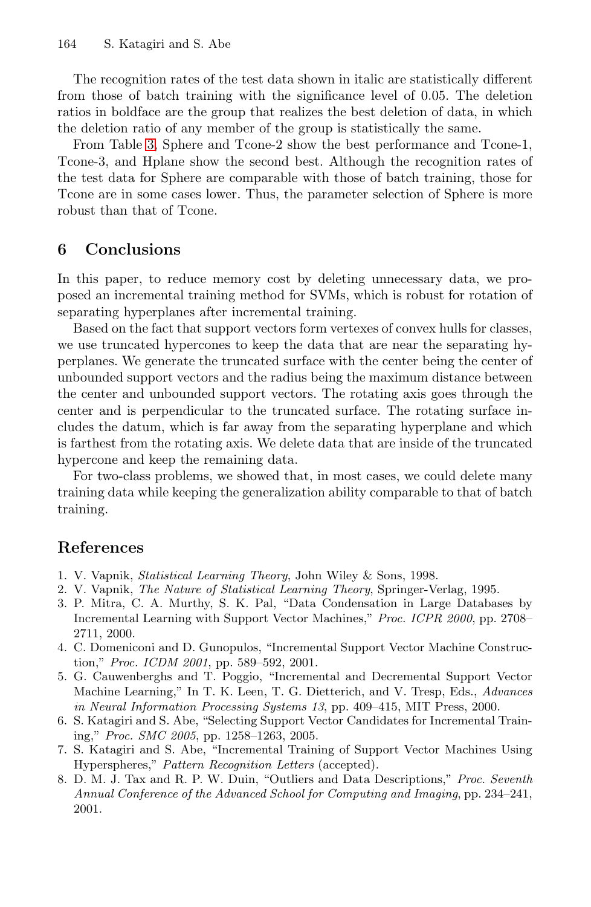The recognition rates of the test data shown in italic are statistically different from those of batch training with the significance level of 0.05. The deletion ratios in boldface are the group that realizes the best deletion of data, in which the deletion ratio of any member of the group is statistically the same.

From Table 3, Sphere and Tcone-2 show the best performance and Tcone-1, Tcone-3, and Hplane show the second best. Although the recognition rates of the test data for Sphere are comparable with those of batch training, those for Tcone are in some cases lower. Thus, the parameter selection of Sphere is more robust than that of Tcone.

## 6 Conclusions

In this paper, to reduce memory cost by deleting unnecessary data, we proposed an incremental training method for SVMs, which is robust for rotation of separating hyperplanes after incremental training.

Based on the fact that support vectors form vertexes of convex hulls for classes, we use truncated hypercones to keep the data that are near the separating hyperplanes. We generate the truncated surface with the center being the center of unbounded support vectors and the radius being the maximum distance between the center and unbounded support vectors. The rotating axis goes through the center and is perpendicular to the truncated surface. The rotating surface includes the datum, which is far away from the separating hyperplane and which is farthest from the rotating axis. We delete data that are inside of the truncated hypercone and keep the remaining data.

For two-class problems, we showed that, in most cases, we could delete many training data while keeping the generalization ability comparable to that of batch training.

## References

1. V. Vapnik, *Statistical Learning Theory*, John Wiley & Sons, 1998.
2. V. Vapnik, *The Nature of Statistical Learning Theory*, Springer-Verlag, 1995.
3. P. Mitra, C. A. Murthy, S. K. Pal, "Data Condensation in Large Databases by Incremental Learning with Support Vector Machines," *Proc. ICPR 2000*, pp. 2708–2711, 2000.
4. C. Domeniconi and D. Gunopulos, "Incremental Support Vector Machine Construction," *Proc. ICDM 2001*, pp. 589–592, 2001.
5. G. Cauwenberghs and T. Poggio, "Incremental and Decremental Support Vector Machine Learning," In T. K. Leen, T. G. Dietterich, and V. Tresp, Eds., *Advances in Neural Information Processing Systems 13*, pp. 409–415, MIT Press, 2000.
6. S. Katagiri and S. Abe, "Selecting Support Vector Candidates for Incremental Training," *Proc. SMC 2005*, pp. 1258–1263, 2005.
7. S. Katagiri and S. Abe, "Incremental Training of Support Vector Machines Using Hyperspheres," *Pattern Recognition Letters* (accepted).
8. D. M. J. Tax and R. P. W. Duin, "Outliers and Data Descriptions," *Proc. Seventh Annual Conference of the Advanced School for Computing and Imaging*, pp. 234–241, 2001.